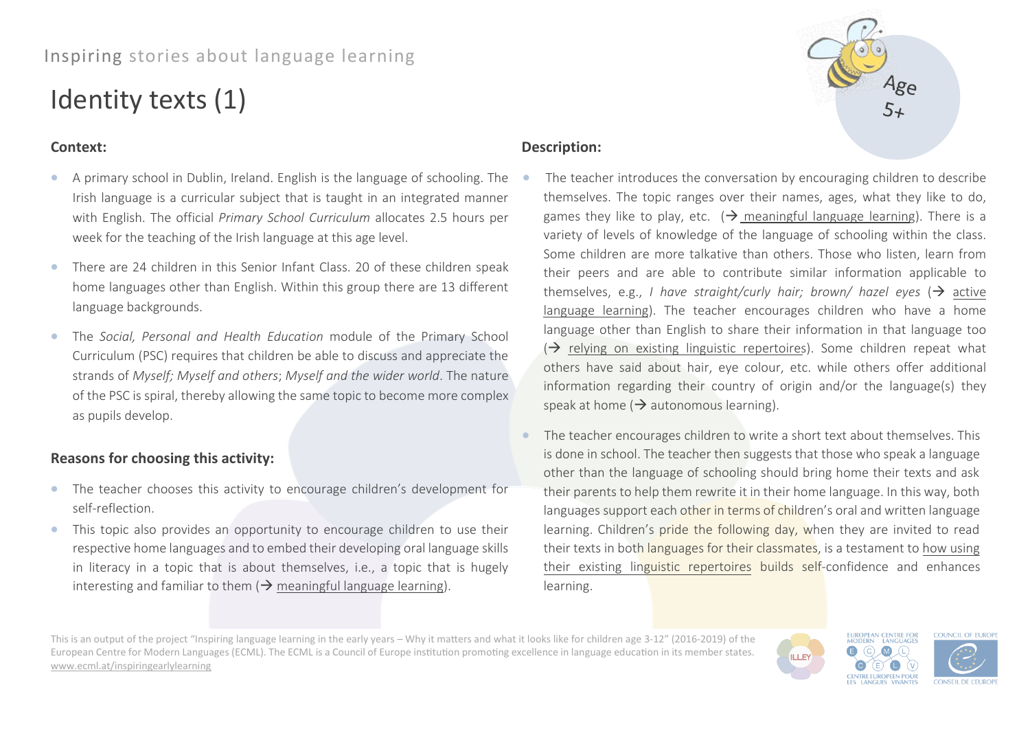Inspiring stories about language learning

# Identity texts (1)

Age 5+

## Context:

- A primary school in Dublin, Ireland. English is the language of schooling. The Irish language is a curricular subject that is taught in an integrated manner with English. The official *Primary School Curriculum* allocates 2.5 hours per week for the teaching of the Irish language at this age level.
- There are 24 children in this Senior Infant Class. 20 of these children speak home languages other than English. Within this group there are 13 different language backgrounds.
- The *Social, Personal and Health Education* module of the Primary School Curriculum (PSC) requires that children be able to discuss and appreciate the strands of *Myself; Myself and others*; *Myself and the wider world*. The nature of the PSC is spiral, thereby allowing the same topic to become more complex as pupils develop.

## Reasons for choosing this activity:

- The teacher chooses this activity to encourage children's development for self-reflection.
- This topic also provides an opportunity to encourage children to use their respective home languages and to embed their developing oral language skills in literacy in a topic that is about themselves, i.e., a topic that is hugely interesting and familiar to them (→ meaningful language learning).

## Description:

- The teacher introduces the conversation by encouraging children to describe themselves. The topic ranges over their names, ages, what they like to do, games they like to play, etc. (→ meaningful language learning). There is a variety of levels of knowledge of the language of schooling within the class. Some children are more talkative than others. Those who listen, learn from their peers and are able to contribute similar information applicable to themselves, e.g., *I have straight/curly hair; brown/ hazel eyes* (→ active language learning). The teacher encourages children who have a home language other than English to share their information in that language too (→ relying on existing linguistic repertoires). Some children repeat what others have said about hair, eye colour, etc. while others offer additional information regarding their country of origin and/or the language(s) they speak at home (→ autonomous learning).
- The teacher encourages children to write a short text about themselves. This is done in school. The teacher then suggests that those who speak a language other than the language of schooling should bring home their texts and ask their parents to help them rewrite it in their home language. In this way, both languages support each other in terms of children's oral and written language learning. Children's pride the following day, when they are invited to read their texts in both languages for their classmates, is a testament to how using their existing linguistic repertoires builds self-confidence and enhances learning.

This is an output of the project "Inspiring language learning in the early years – Why it matters and what it looks like for children age 3-12" (2016-2019) of the European Centre for Modern Languages (ECML). The ECML is a Council of Europe institution promoting excellence in language education in its member states. www.ecml.at/inspiringearlylearning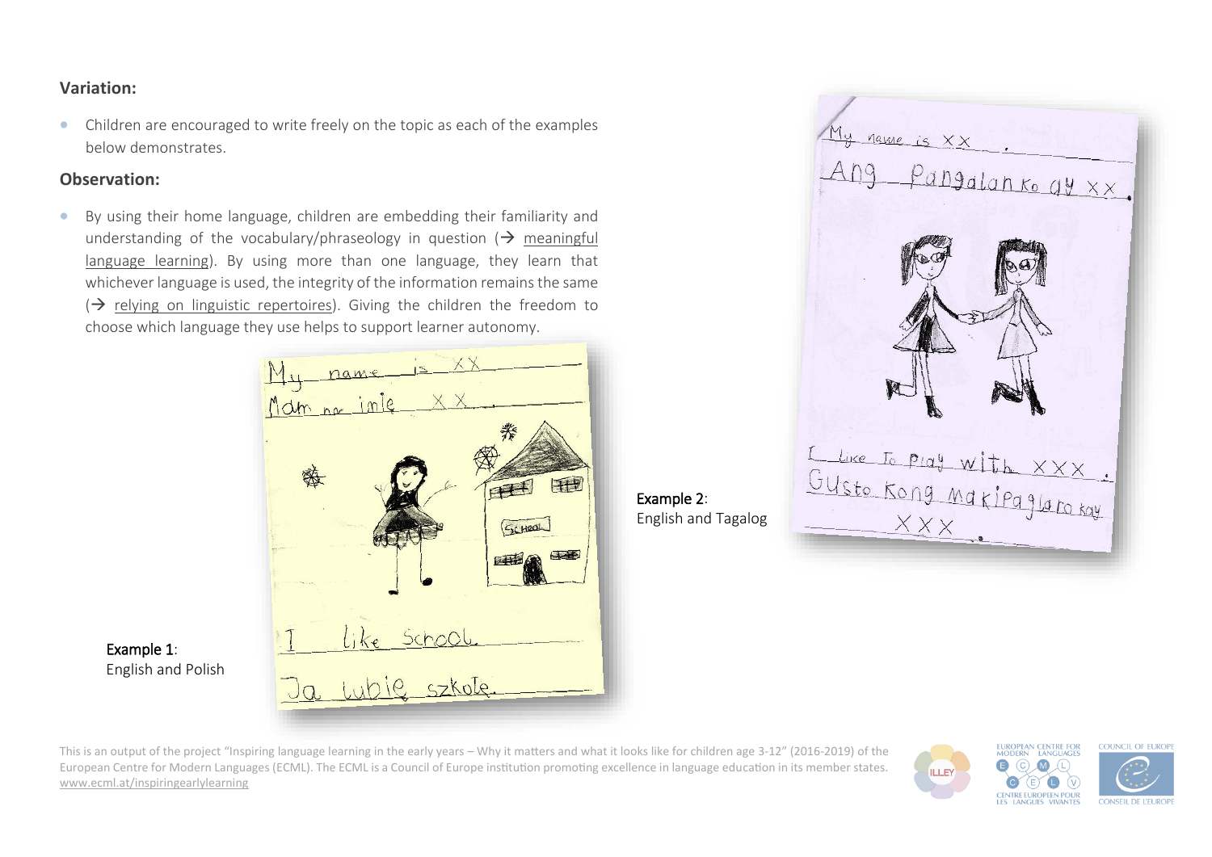### Variation:

- Children are encouraged to write freely on the topic as each of the examples below demonstrates.

### Observation:

- By using their home language, children are embedding their familiarity and understanding of the vocabulary/phraseology in question (→ meaningful language learning). By using more than one language, they learn that whichever language is used, the integrity of the information remains the same (→ relying on linguistic repertoires). Giving the children the freedom to choose which language they use helps to support learner autonomy.

My name is XX
Mam na imię XX
I like School.
Ja lubię szkołę.

**Example 1**:
English and Polish

My name is XX.
Ang Pangalan ko ay XX.
I like To Play with XXX.
Gusto Kong makipaglaro kay XXX.

**Example 2**:
English and Tagalog

This is an output of the project "Inspiring language learning in the early years – Why it matters and what it looks like for children age 3-12" (2016-2019) of the European Centre for Modern Languages (ECML). The ECML is a Council of Europe institution promoting excellence in language education in its member states. www.ecml.at/inspiringearlylearning